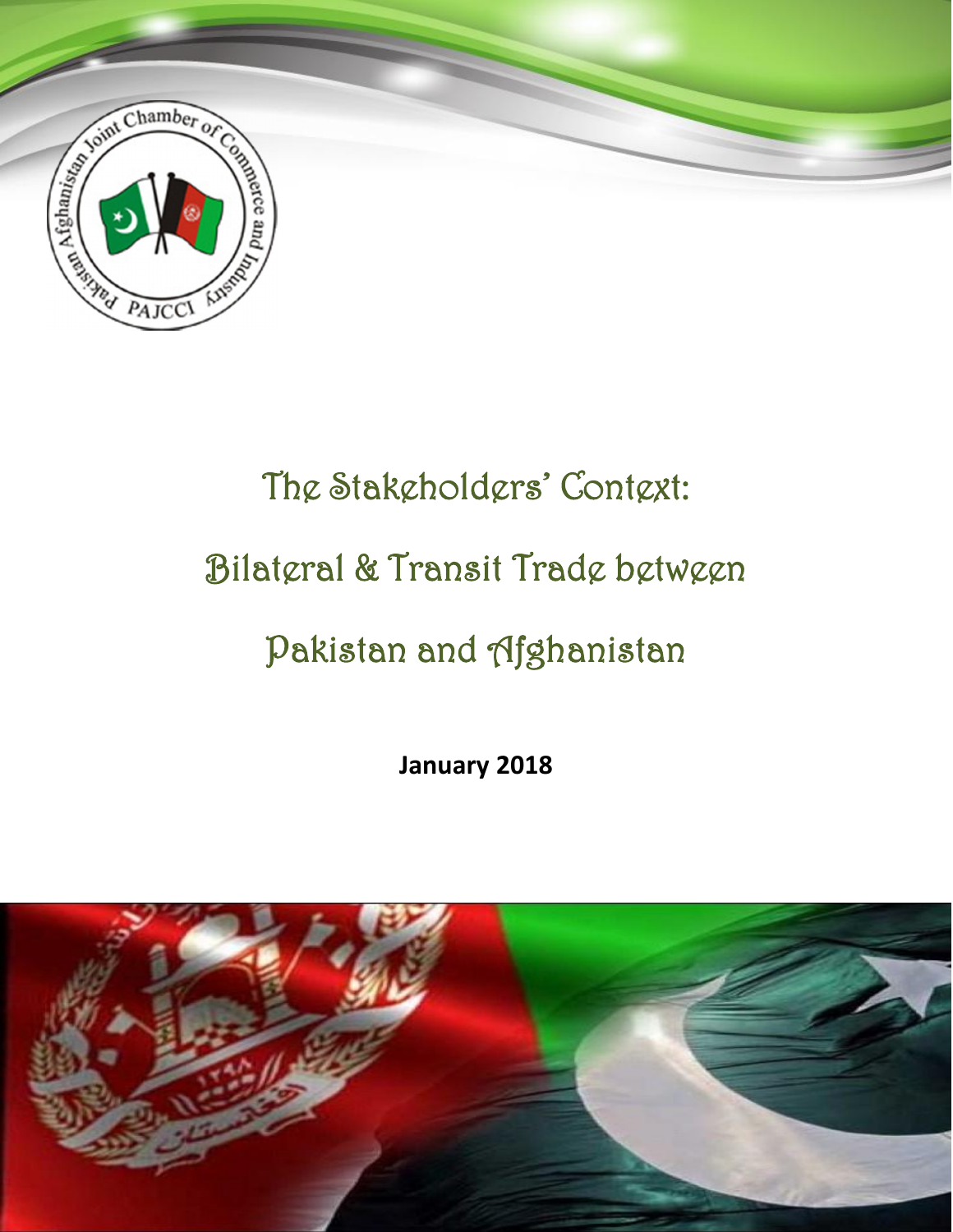# The Stakeholders' Context: Bilateral & Transit Trade between Pakistan and Afghanistan

**January 2018**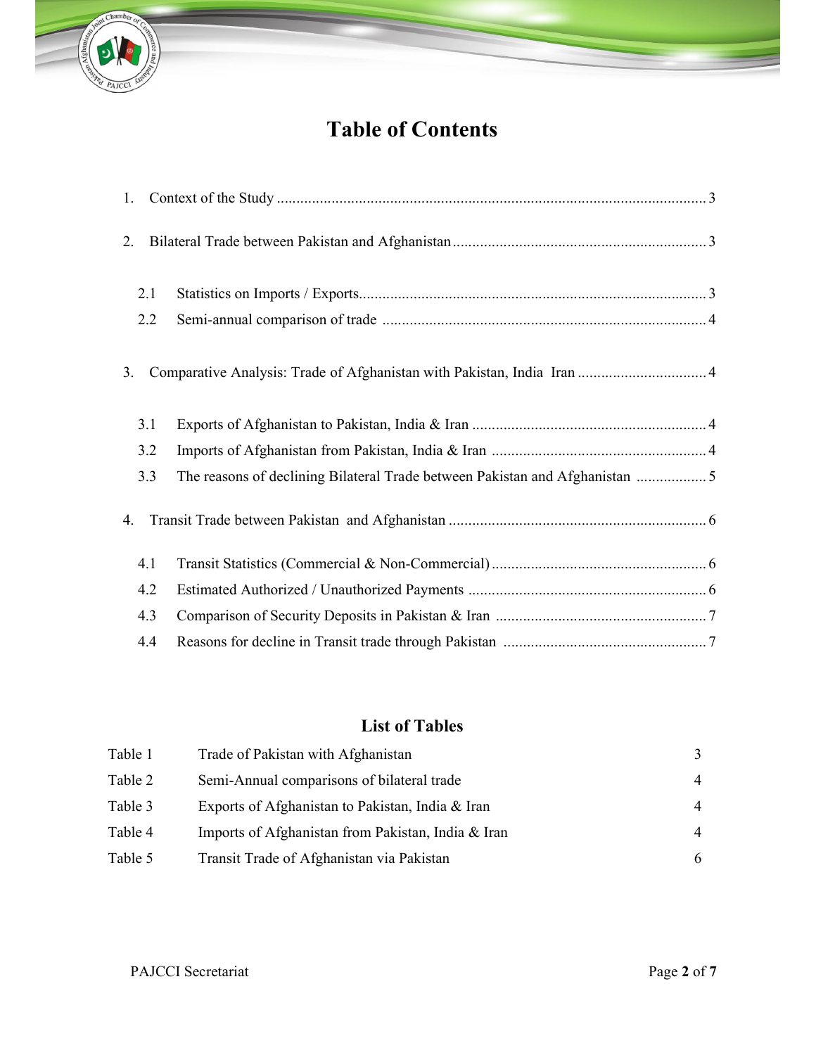# Table of Contents

1. Context of the Study ........................................................................................................ 3

2. Bilateral Trade between Pakistan and Afghanistan ................................................................ 3

   2.1 Statistics on Imports / Exports........................................................................................ 3

   2.2 Semi-annual comparison of trade .................................................................................. 4

3. Comparative Analysis: Trade of Afghanistan with Pakistan, India  Iran ................................ 4

   3.1 Exports of Afghanistan to Pakistan, India & Iran ........................................................... 4

   3.2 Imports of Afghanistan from Pakistan, India & Iran ...................................................... 4

   3.3 The reasons of declining Bilateral Trade between Pakistan and Afghanistan .................. 5

4. Transit Trade between Pakistan  and Afghanistan ................................................................. 6

   4.1 Transit Statistics (Commercial & Non-Commercial)....................................................... 6

   4.2 Estimated Authorized / Unauthorized Payments ............................................................. 6

   4.3 Comparison of Security Deposits in Pakistan & Iran ...................................................... 7

   4.4 Reasons for decline in Transit trade through Pakistan .................................................... 7

## List of Tables

| | | |
|---|---|---|
| Table 1 | Trade of Pakistan with Afghanistan | 3 |
| Table 2 | Semi-Annual comparisons of bilateral trade | 4 |
| Table 3 | Exports of Afghanistan to Pakistan, India & Iran | 4 |
| Table 4 | Imports of Afghanistan from Pakistan, India & Iran | 4 |
| Table 5 | Transit Trade of Afghanistan via Pakistan | 6 |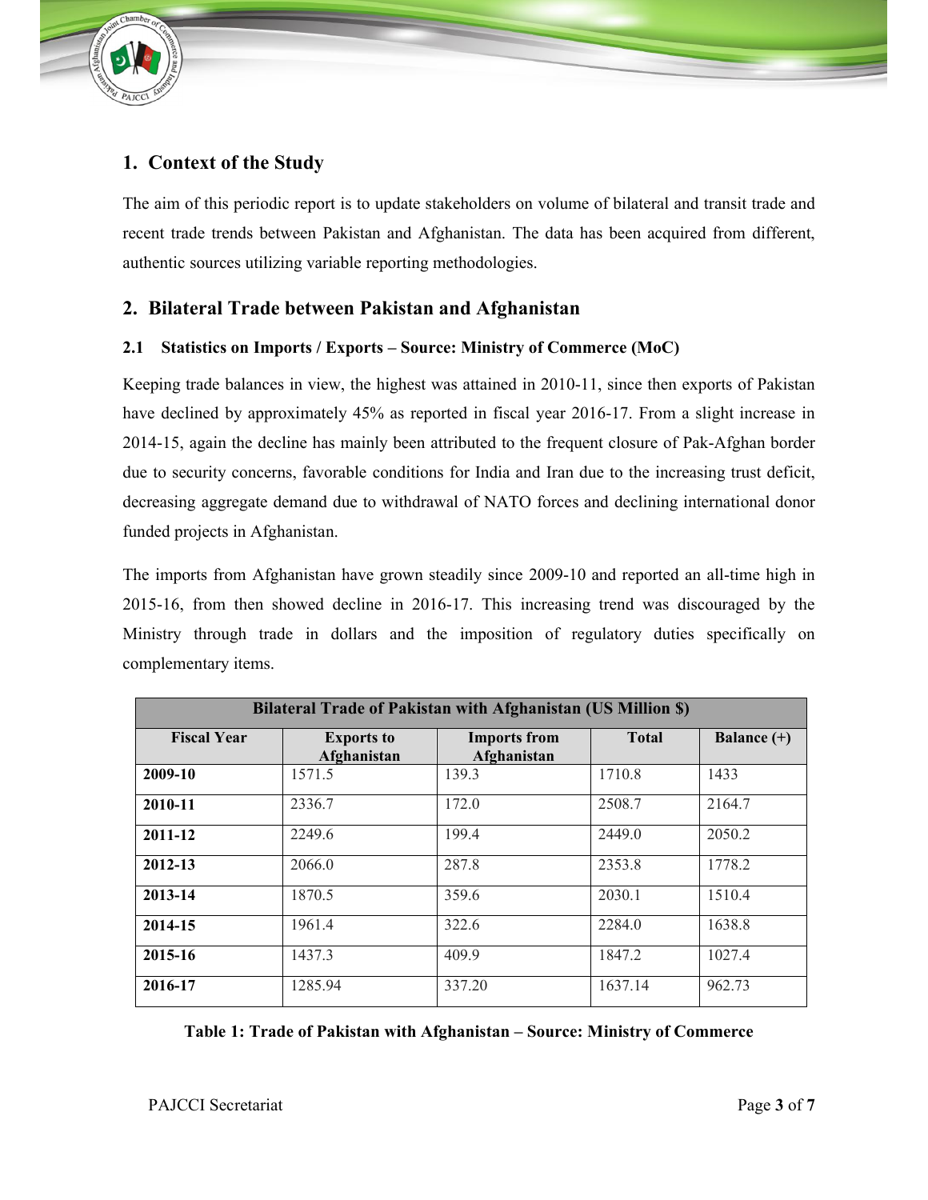## 1. Context of the Study

The aim of this periodic report is to update stakeholders on volume of bilateral and transit trade and recent trade trends between Pakistan and Afghanistan. The data has been acquired from different, authentic sources utilizing variable reporting methodologies.

## 2. Bilateral Trade between Pakistan and Afghanistan

### 2.1 Statistics on Imports / Exports – Source: Ministry of Commerce (MoC)

Keeping trade balances in view, the highest was attained in 2010-11, since then exports of Pakistan have declined by approximately 45% as reported in fiscal year 2016-17. From a slight increase in 2014-15, again the decline has mainly been attributed to the frequent closure of Pak-Afghan border due to security concerns, favorable conditions for India and Iran due to the increasing trust deficit, decreasing aggregate demand due to withdrawal of NATO forces and declining international donor funded projects in Afghanistan.

The imports from Afghanistan have grown steadily since 2009-10 and reported an all-time high in 2015-16, from then showed decline in 2016-17. This increasing trend was discouraged by the Ministry through trade in dollars and the imposition of regulatory duties specifically on complementary items.

| Bilateral Trade of Pakistan with Afghanistan (US Million $) | | | | |
|---|---|---|---|---|
| **Fiscal Year** | **Exports to Afghanistan** | **Imports from Afghanistan** | **Total** | **Balance (+)** |
| **2009-10** | 1571.5 | 139.3 | 1710.8 | 1433 |
| **2010-11** | 2336.7 | 172.0 | 2508.7 | 2164.7 |
| **2011-12** | 2249.6 | 199.4 | 2449.0 | 2050.2 |
| **2012-13** | 2066.0 | 287.8 | 2353.8 | 1778.2 |
| **2013-14** | 1870.5 | 359.6 | 2030.1 | 1510.4 |
| **2014-15** | 1961.4 | 322.6 | 2284.0 | 1638.8 |
| **2015-16** | 1437.3 | 409.9 | 1847.2 | 1027.4 |
| **2016-17** | 1285.94 | 337.20 | 1637.14 | 962.73 |

**Table 1: Trade of Pakistan with Afghanistan – Source: Ministry of Commerce**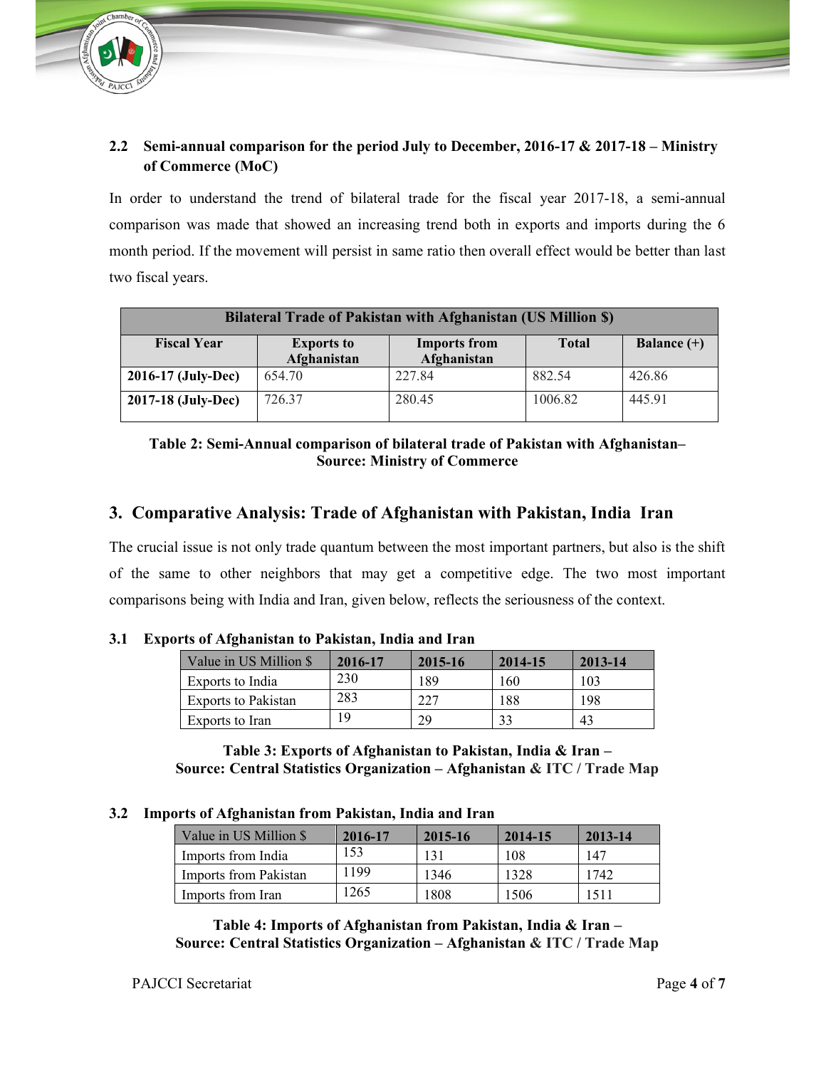### 2.2 Semi-annual comparison for the period July to December, 2016-17 & 2017-18 – Ministry of Commerce (MoC)

In order to understand the trend of bilateral trade for the fiscal year 2017-18, a semi-annual comparison was made that showed an increasing trend both in exports and imports during the 6 month period. If the movement will persist in same ratio then overall effect would be better than last two fiscal years.

| Bilateral Trade of Pakistan with Afghanistan (US Million $) | | | | |
|---|---|---|---|---|
| **Fiscal Year** | **Exports to Afghanistan** | **Imports from Afghanistan** | **Total** | **Balance (+)** |
| **2016-17 (July-Dec)** | 654.70 | 227.84 | 882.54 | 426.86 |
| **2017-18 (July-Dec)** | 726.37 | 280.45 | 1006.82 | 445.91 |

**Table 2: Semi-Annual comparison of bilateral trade of Pakistan with Afghanistan– Source: Ministry of Commerce**

## 3. Comparative Analysis: Trade of Afghanistan with Pakistan, India Iran

The crucial issue is not only trade quantum between the most important partners, but also is the shift of the same to other neighbors that may get a competitive edge. The two most important comparisons being with India and Iran, given below, reflects the seriousness of the context.

### 3.1 Exports of Afghanistan to Pakistan, India and Iran

| Value in US Million $ | 2016-17 | 2015-16 | 2014-15 | 2013-14 |
|---|---|---|---|---|
| Exports to India | 230 | 189 | 160 | 103 |
| Exports to Pakistan | 283 | 227 | 188 | 198 |
| Exports to Iran | 19 | 29 | 33 | 43 |

**Table 3: Exports of Afghanistan to Pakistan, India & Iran – Source: Central Statistics Organization – Afghanistan & ITC / Trade Map**

### 3.2 Imports of Afghanistan from Pakistan, India and Iran

| Value in US Million $ | 2016-17 | 2015-16 | 2014-15 | 2013-14 |
|---|---|---|---|---|
| Imports from India | 153 | 131 | 108 | 147 |
| Imports from Pakistan | 1199 | 1346 | 1328 | 1742 |
| Imports from Iran | 1265 | 1808 | 1506 | 1511 |

**Table 4: Imports of Afghanistan from Pakistan, India & Iran – Source: Central Statistics Organization – Afghanistan & ITC / Trade Map**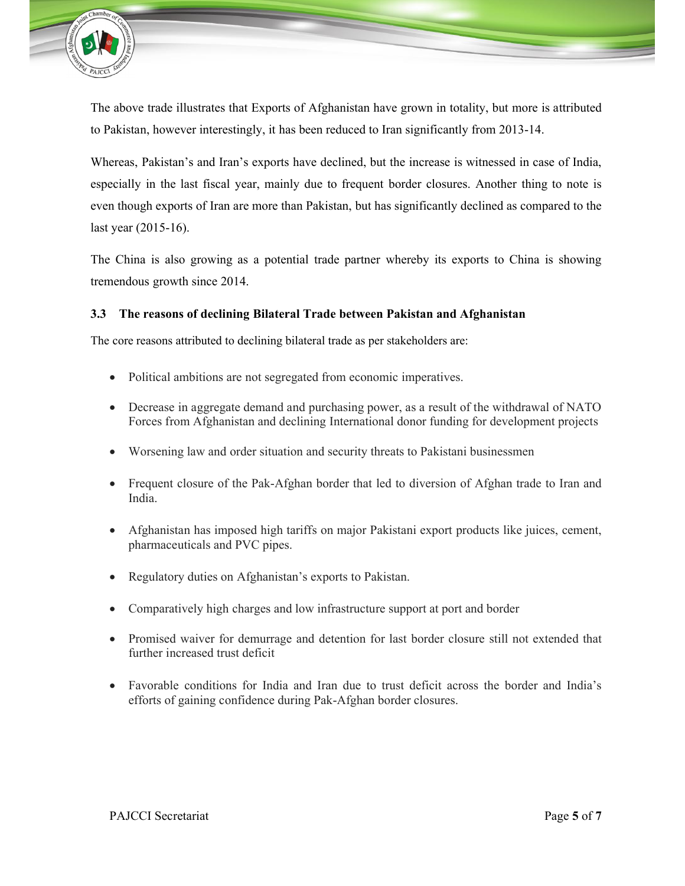The above trade illustrates that Exports of Afghanistan have grown in totality, but more is attributed to Pakistan, however interestingly, it has been reduced to Iran significantly from 2013-14.

Whereas, Pakistan's and Iran's exports have declined, but the increase is witnessed in case of India, especially in the last fiscal year, mainly due to frequent border closures. Another thing to note is even though exports of Iran are more than Pakistan, but has significantly declined as compared to the last year (2015-16).

The China is also growing as a potential trade partner whereby its exports to China is showing tremendous growth since 2014.

### 3.3 The reasons of declining Bilateral Trade between Pakistan and Afghanistan

The core reasons attributed to declining bilateral trade as per stakeholders are:

- Political ambitions are not segregated from economic imperatives.
- Decrease in aggregate demand and purchasing power, as a result of the withdrawal of NATO Forces from Afghanistan and declining International donor funding for development projects
- Worsening law and order situation and security threats to Pakistani businessmen
- Frequent closure of the Pak-Afghan border that led to diversion of Afghan trade to Iran and India.
- Afghanistan has imposed high tariffs on major Pakistani export products like juices, cement, pharmaceuticals and PVC pipes.
- Regulatory duties on Afghanistan's exports to Pakistan.
- Comparatively high charges and low infrastructure support at port and border
- Promised waiver for demurrage and detention for last border closure still not extended that further increased trust deficit
- Favorable conditions for India and Iran due to trust deficit across the border and India's efforts of gaining confidence during Pak-Afghan border closures.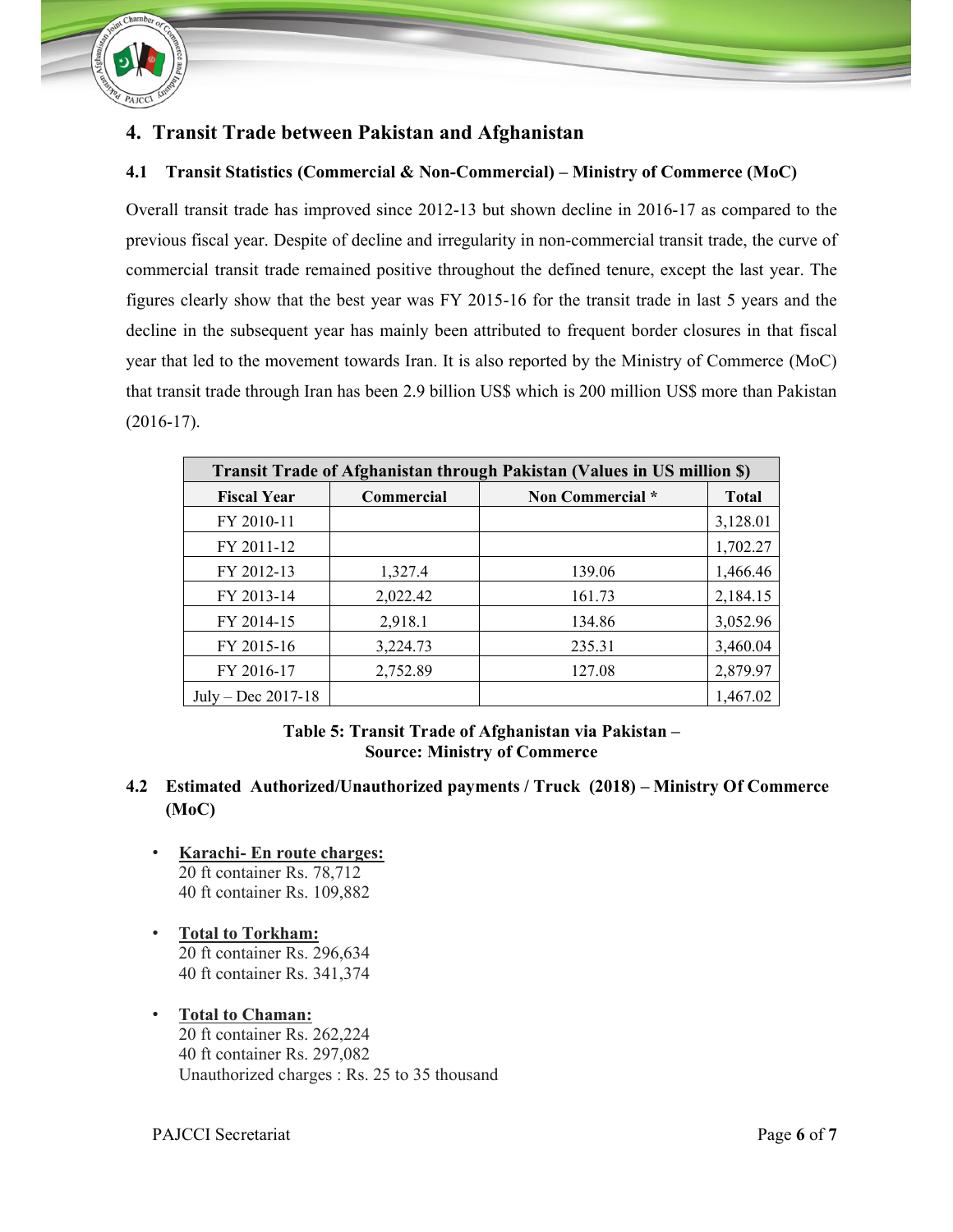## 4. Transit Trade between Pakistan and Afghanistan

### 4.1 Transit Statistics (Commercial & Non-Commercial) – Ministry of Commerce (MoC)

Overall transit trade has improved since 2012-13 but shown decline in 2016-17 as compared to the previous fiscal year. Despite of decline and irregularity in non-commercial transit trade, the curve of commercial transit trade remained positive throughout the defined tenure, except the last year. The figures clearly show that the best year was FY 2015-16 for the transit trade in last 5 years and the decline in the subsequent year has mainly been attributed to frequent border closures in that fiscal year that led to the movement towards Iran. It is also reported by the Ministry of Commerce (MoC) that transit trade through Iran has been 2.9 billion US$ which is 200 million US$ more than Pakistan (2016-17).

| Transit Trade of Afghanistan through Pakistan (Values in US million $) | | | |
|---|---|---|---|
| **Fiscal Year** | **Commercial** | **Non Commercial *** | **Total** |
| FY 2010-11 | | | 3,128.01 |
| FY 2011-12 | | | 1,702.27 |
| FY 2012-13 | 1,327.4 | 139.06 | 1,466.46 |
| FY 2013-14 | 2,022.42 | 161.73 | 2,184.15 |
| FY 2014-15 | 2,918.1 | 134.86 | 3,052.96 |
| FY 2015-16 | 3,224.73 | 235.31 | 3,460.04 |
| FY 2016-17 | 2,752.89 | 127.08 | 2,879.97 |
| July – Dec 2017-18 | | | 1,467.02 |

**Table 5: Transit Trade of Afghanistan via Pakistan – Source: Ministry of Commerce**

### 4.2 Estimated Authorized/Unauthorized payments / Truck (2018) – Ministry Of Commerce (MoC)

- **Karachi- En route charges:**
  20 ft container Rs. 78,712
  40 ft container Rs. 109,882

- **Total to Torkham:**
  20 ft container Rs. 296,634
  40 ft container Rs. 341,374

- **Total to Chaman:**
  20 ft container Rs. 262,224
  40 ft container Rs. 297,082
  Unauthorized charges : Rs. 25 to 35 thousand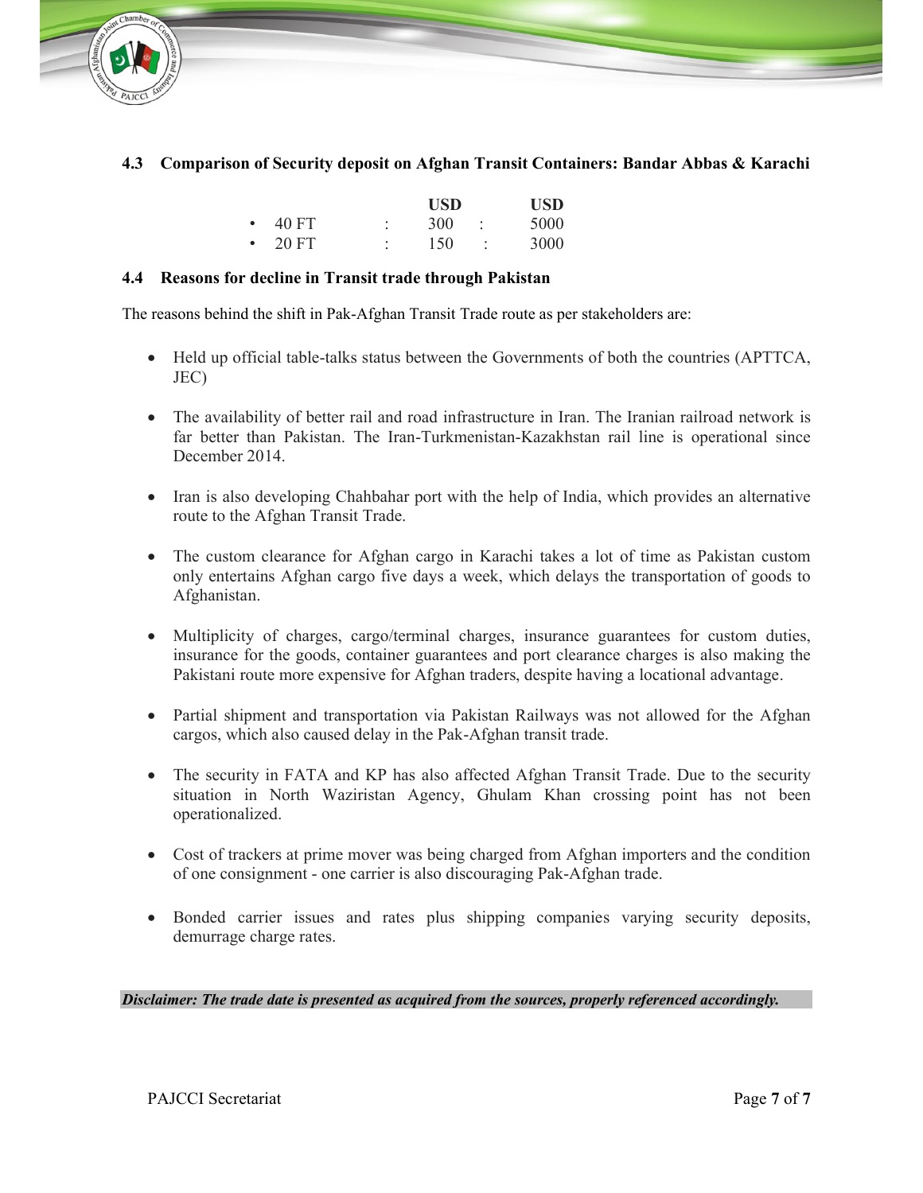### 4.3 Comparison of Security deposit on Afghan Transit Containers: Bandar Abbas & Karachi

| | | USD | | USD |
|---|---|---|---|---|
| • 40 FT | : | 300 | : | 5000 |
| • 20 FT | : | 150 | : | 3000 |

### 4.4 Reasons for decline in Transit trade through Pakistan

The reasons behind the shift in Pak-Afghan Transit Trade route as per stakeholders are:

- Held up official table-talks status between the Governments of both the countries (APTTCA, JEC)
- The availability of better rail and road infrastructure in Iran. The Iranian railroad network is far better than Pakistan. The Iran-Turkmenistan-Kazakhstan rail line is operational since December 2014.
- Iran is also developing Chahbahar port with the help of India, which provides an alternative route to the Afghan Transit Trade.
- The custom clearance for Afghan cargo in Karachi takes a lot of time as Pakistan custom only entertains Afghan cargo five days a week, which delays the transportation of goods to Afghanistan.
- Multiplicity of charges, cargo/terminal charges, insurance guarantees for custom duties, insurance for the goods, container guarantees and port clearance charges is also making the Pakistani route more expensive for Afghan traders, despite having a locational advantage.
- Partial shipment and transportation via Pakistan Railways was not allowed for the Afghan cargos, which also caused delay in the Pak-Afghan transit trade.
- The security in FATA and KP has also affected Afghan Transit Trade. Due to the security situation in North Waziristan Agency, Ghulam Khan crossing point has not been operationalized.
- Cost of trackers at prime mover was being charged from Afghan importers and the condition of one consignment - one carrier is also discouraging Pak-Afghan trade.
- Bonded carrier issues and rates plus shipping companies varying security deposits, demurrage charge rates.

***Disclaimer: The trade date is presented as acquired from the sources, properly referenced accordingly.***